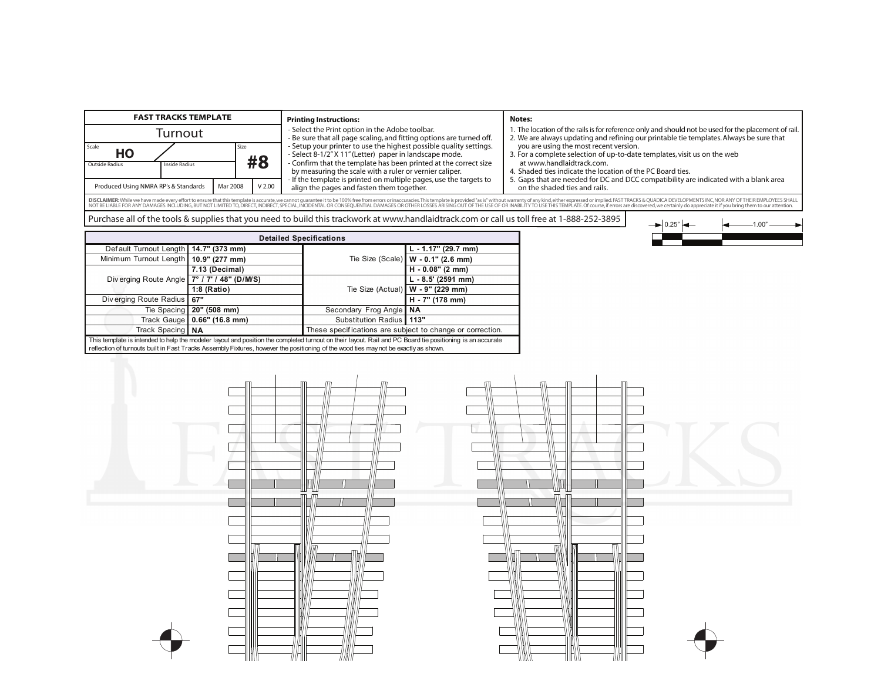## FAST TRACKS TEMPLATE

# Turnout

| Scale | | Size |
|---|---|---|
| HO | / | #8 |
| Outside Radius | Inside Radius | |

Produced Using NMRA RP's & Standards | Mar 2008 | V 2.00

**Printing Instructions:**

- Select the Print option in the Adobe toolbar.
- Be sure that all page scaling, and fitting options are turned off.
- Setup your printer to use the highest possible quality settings.
- Select 8-1/2" X 11" (Letter) paper in landscape mode.
- Confirm that the template has been printed at the correct size by measuring the scale with a ruler or vernier caliper.
- If the template is printed on multiple pages, use the targets to align the pages and fasten them together.

**Notes:**

1. The location of the rails is for reference only and should not be used for the placement of rail.
2. We are always updating and refining our printable tie templates. Always be sure that you are using the most recent version.
3. For a complete selection of up-to-date templates, visit us on the web at www.handlaidtrack.com.
4. Shaded ties indicate the location of the PC Board ties.
5. Gaps that are needed for DC and DCC compatibility are indicated with a blank area on the shaded ties and rails.

**DISCLAIMER:** While we have made every effort to ensure that this template is accurate, we cannot guarantee it to be 100% free from errors or inaccuracies. This template is provided "as is" without warranty of any kind, either expressed or implied. FAST TRACKS & QUADICA DEVELOPMENTS INC, NOR ANY OF THEIR EMPLOYEES SHALL NOT BE LIABLE FOR ANY DAMAGES INCLUDING, BUT NOT LIMITED TO, DIRECT, INDIRECT, SPECIAL, INCIDENTAL OR CONSEQUENTIAL DAMAGES OR OTHER LOSSES ARISING OUT OF THE USE OF OR INABILITY TO USE THIS TEMPLATE. Of course, if errors are discovered, we certainly do appreciate it if you bring them to our attention.

Purchase all of the tools & supplies that you need to build this trackwork at www.handlaidtrack.com or call us toll free at 1-888-252-3895

0.25" | 1.00"

| Detailed Specifications | | | |
|---|---|---|---|
| Default Turnout Length | 14.7" (373 mm) | Tie Size (Scale) | L - 1.17" (29.7 mm) |
| Minimum Turnout Length | 10.9" (277 mm) | | W - 0.1" (2.6 mm) |
| Diverging Route Angle | 7.13 (Decimal) | | H - 0.08" (2 mm) |
| | 7° / 7' / 48" (D/M/S) | Tie Size (Actual) | L - 8.5' (2591 mm) |
| | 1:8 (Ratio) | | W - 9" (229 mm) |
| Diverging Route Radius | 67" | | H - 7" (178 mm) |
| Tie Spacing | 20" (508 mm) | Secondary Frog Angle | NA |
| Track Gauge | 0.66" (16.8 mm) | Substitution Radius | 113" |
| Track Spacing | NA | These specifications are subject to change or correction. | |

This template is intended to help the modeler layout and position the completed turnout on their layout. Rail and PC Board tie positioning is an accurate reflection of turnouts built in Fast Tracks Assembly Fixtures, however the positioning of the wood ties may not be exactly as shown.